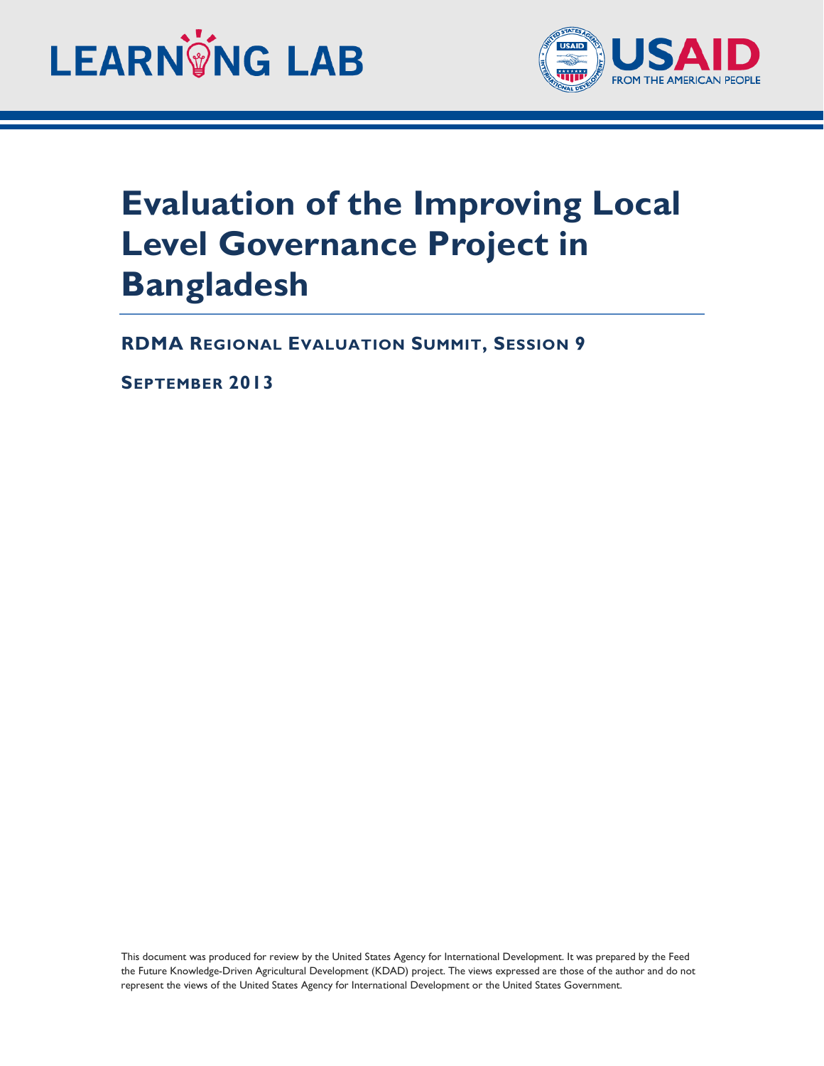LEARNING LAB

USAID
FROM THE AMERICAN PEOPLE

# Evaluation of the Improving Local Level Governance Project in Bangladesh

## RDMA Regional Evaluation Summit, Session 9

**September 2013**

This document was produced for review by the United States Agency for International Development. It was prepared by the Feed the Future Knowledge-Driven Agricultural Development (KDAD) project. The views expressed are those of the author and do not represent the views of the United States Agency for International Development or the United States Government.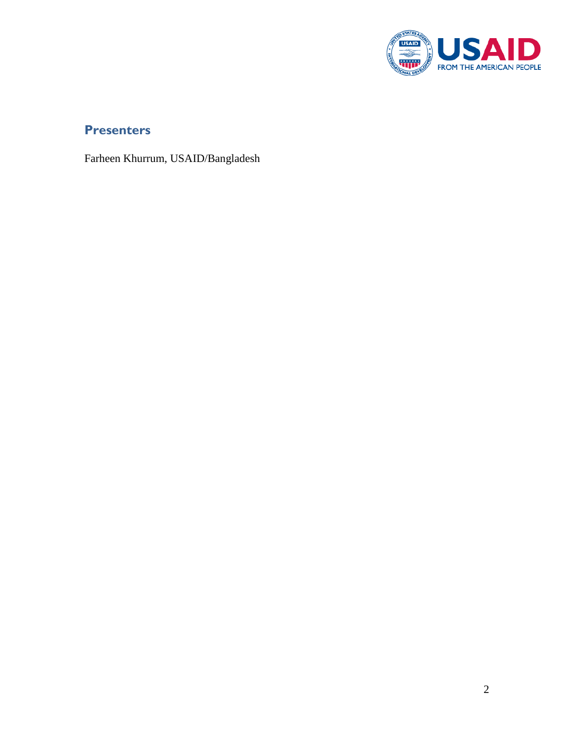## Presenters

Farheen Khurrum, USAID/Bangladesh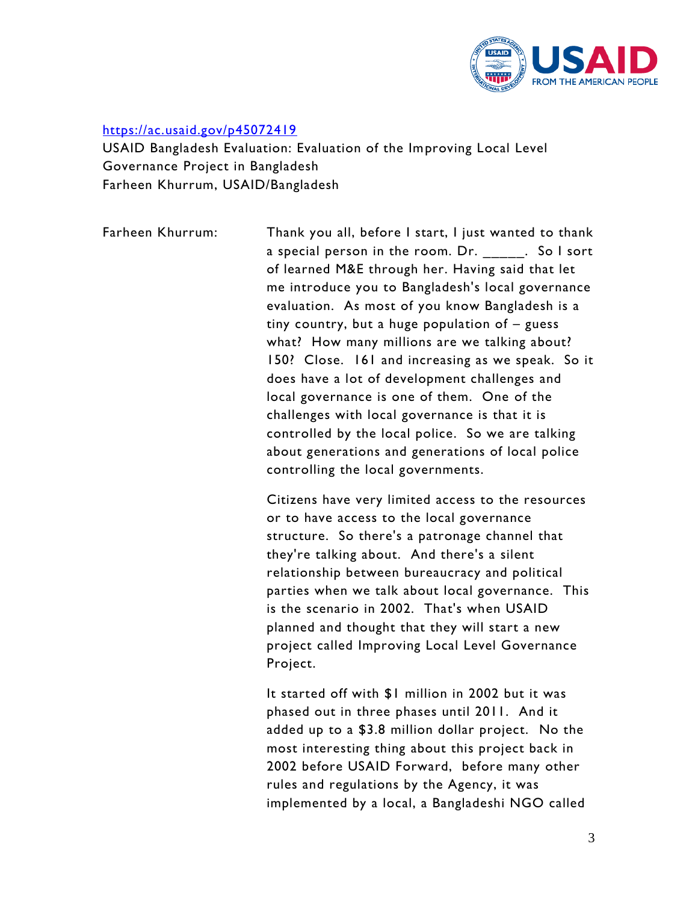https://ac.usaid.gov/p45072419

USAID Bangladesh Evaluation: Evaluation of the Improving Local Level Governance Project in Bangladesh
Farheen Khurrum, USAID/Bangladesh

Farheen Khurrum: Thank you all, before I start, I just wanted to thank a special person in the room. Dr. _____. So I sort of learned M&E through her. Having said that let me introduce you to Bangladesh's local governance evaluation. As most of you know Bangladesh is a tiny country, but a huge population of – guess what? How many millions are we talking about? 150? Close. 161 and increasing as we speak. So it does have a lot of development challenges and local governance is one of them. One of the challenges with local governance is that it is controlled by the local police. So we are talking about generations and generations of local police controlling the local governments.

Citizens have very limited access to the resources or to have access to the local governance structure. So there's a patronage channel that they're talking about. And there's a silent relationship between bureaucracy and political parties when we talk about local governance. This is the scenario in 2002. That's when USAID planned and thought that they will start a new project called Improving Local Level Governance Project.

It started off with $1 million in 2002 but it was phased out in three phases until 2011. And it added up to a $3.8 million dollar project. No the most interesting thing about this project back in 2002 before USAID Forward, before many other rules and regulations by the Agency, it was implemented by a local, a Bangladeshi NGO called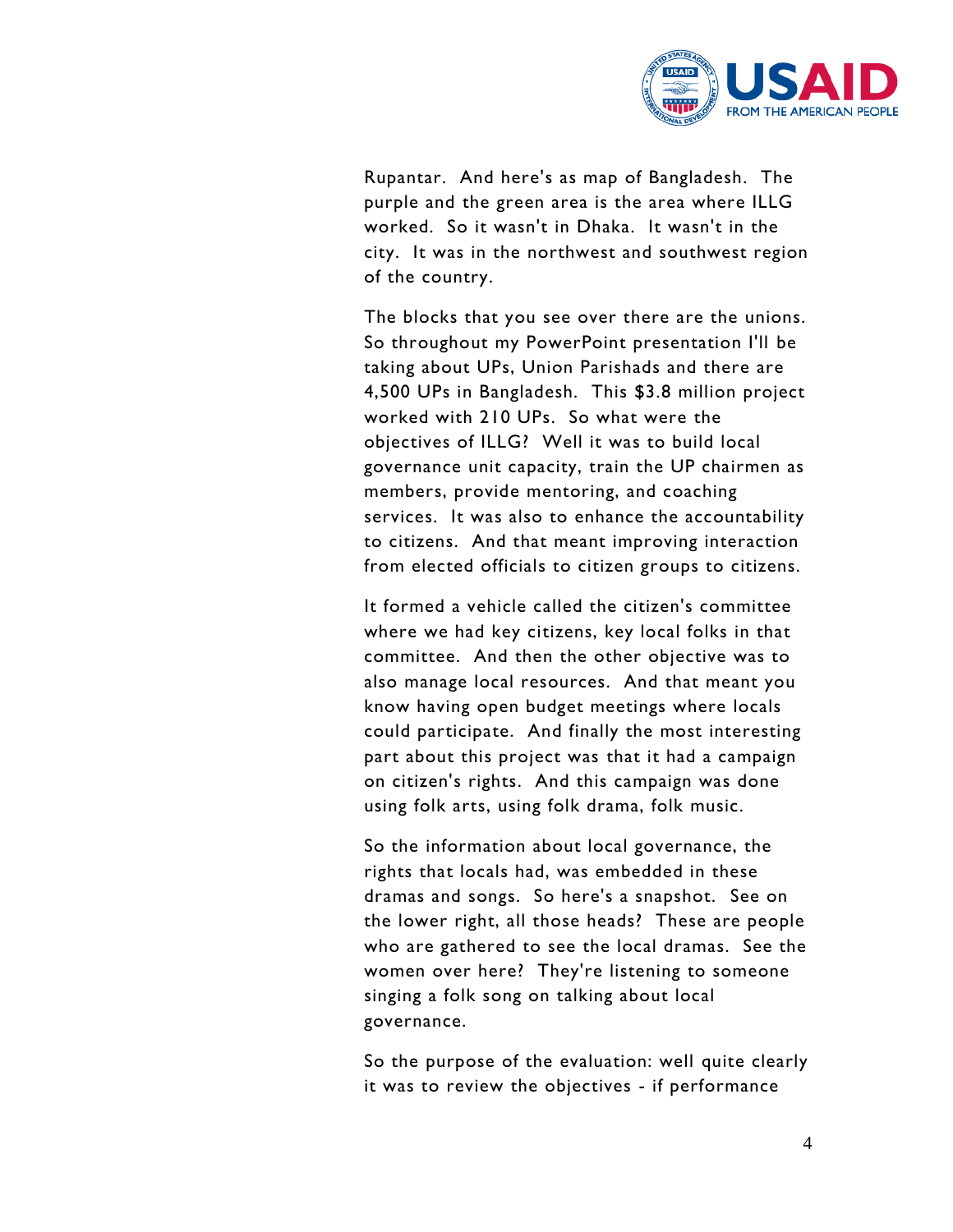Rupantar. And here's as map of Bangladesh. The purple and the green area is the area where ILLG worked. So it wasn't in Dhaka. It wasn't in the city. It was in the northwest and southwest region of the country.

The blocks that you see over there are the unions. So throughout my PowerPoint presentation I'll be taking about UPs, Union Parishads and there are 4,500 UPs in Bangladesh. This $3.8 million project worked with 210 UPs. So what were the objectives of ILLG? Well it was to build local governance unit capacity, train the UP chairmen as members, provide mentoring, and coaching services. It was also to enhance the accountability to citizens. And that meant improving interaction from elected officials to citizen groups to citizens.

It formed a vehicle called the citizen's committee where we had key citizens, key local folks in that committee. And then the other objective was to also manage local resources. And that meant you know having open budget meetings where locals could participate. And finally the most interesting part about this project was that it had a campaign on citizen's rights. And this campaign was done using folk arts, using folk drama, folk music.

So the information about local governance, the rights that locals had, was embedded in these dramas and songs. So here's a snapshot. See on the lower right, all those heads? These are people who are gathered to see the local dramas. See the women over here? They're listening to someone singing a folk song on talking about local governance.

So the purpose of the evaluation: well quite clearly it was to review the objectives - if performance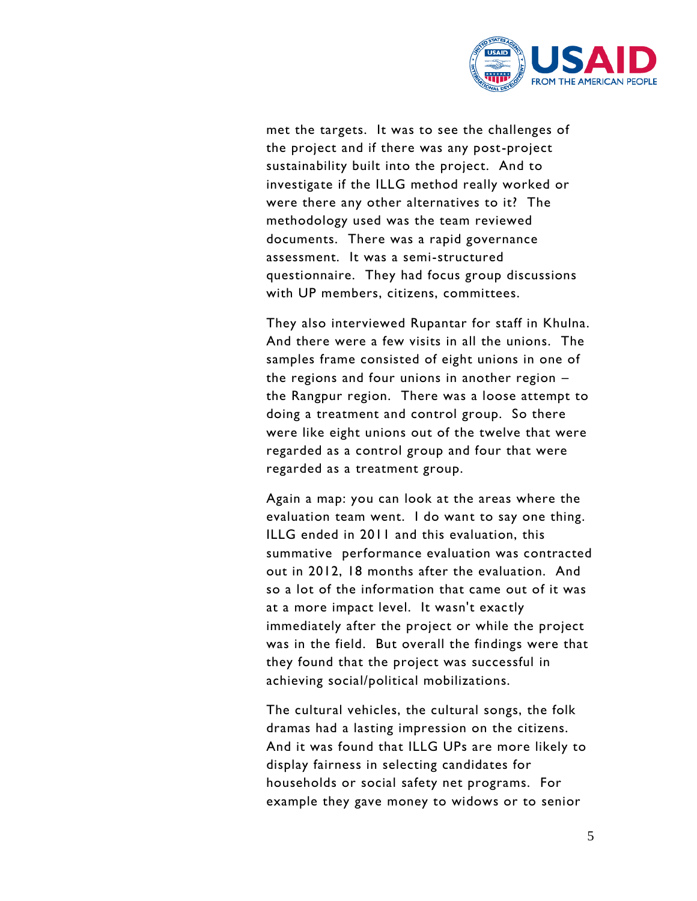met the targets. It was to see the challenges of the project and if there was any post-project sustainability built into the project. And to investigate if the ILLG method really worked or were there any other alternatives to it? The methodology used was the team reviewed documents. There was a rapid governance assessment. It was a semi-structured questionnaire. They had focus group discussions with UP members, citizens, committees.

They also interviewed Rupantar for staff in Khulna. And there were a few visits in all the unions. The samples frame consisted of eight unions in one of the regions and four unions in another region – the Rangpur region. There was a loose attempt to doing a treatment and control group. So there were like eight unions out of the twelve that were regarded as a control group and four that were regarded as a treatment group.

Again a map: you can look at the areas where the evaluation team went. I do want to say one thing. ILLG ended in 2011 and this evaluation, this summative performance evaluation was contracted out in 2012, 18 months after the evaluation. And so a lot of the information that came out of it was at a more impact level. It wasn't exactly immediately after the project or while the project was in the field. But overall the findings were that they found that the project was successful in achieving social/political mobilizations.

The cultural vehicles, the cultural songs, the folk dramas had a lasting impression on the citizens. And it was found that ILLG UPs are more likely to display fairness in selecting candidates for households or social safety net programs. For example they gave money to widows or to senior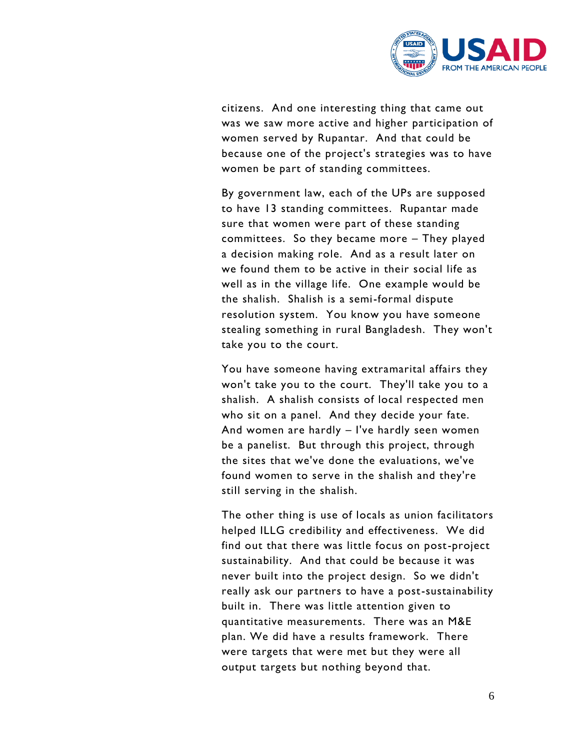citizens. And one interesting thing that came out was we saw more active and higher participation of women served by Rupantar. And that could be because one of the project's strategies was to have women be part of standing committees.

By government law, each of the UPs are supposed to have 13 standing committees. Rupantar made sure that women were part of these standing committees. So they became more – They played a decision making role. And as a result later on we found them to be active in their social life as well as in the village life. One example would be the shalish. Shalish is a semi-formal dispute resolution system. You know you have someone stealing something in rural Bangladesh. They won't take you to the court.

You have someone having extramarital affairs they won't take you to the court. They'll take you to a shalish. A shalish consists of local respected men who sit on a panel. And they decide your fate. And women are hardly – I've hardly seen women be a panelist. But through this project, through the sites that we've done the evaluations, we've found women to serve in the shalish and they're still serving in the shalish.

The other thing is use of locals as union facilitators helped ILLG credibility and effectiveness. We did find out that there was little focus on post-project sustainability. And that could be because it was never built into the project design. So we didn't really ask our partners to have a post-sustainability built in. There was little attention given to quantitative measurements. There was an M&E plan. We did have a results framework. There were targets that were met but they were all output targets but nothing beyond that.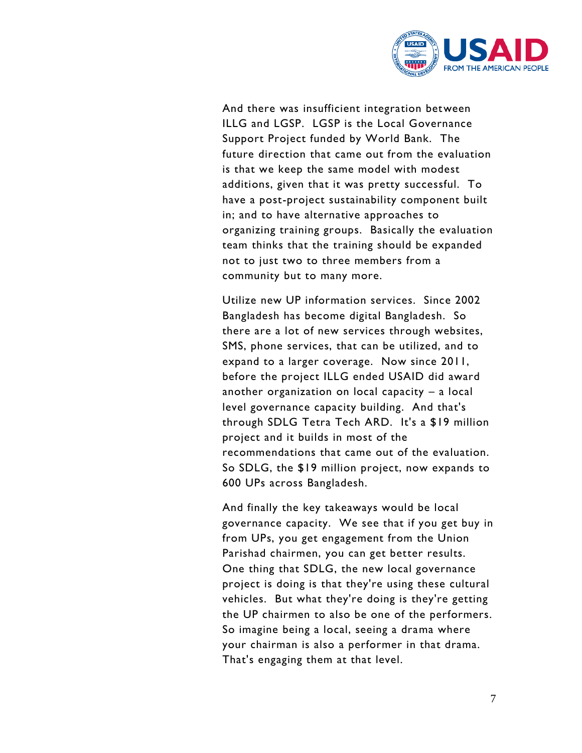And there was insufficient integration between ILLG and LGSP. LGSP is the Local Governance Support Project funded by World Bank. The future direction that came out from the evaluation is that we keep the same model with modest additions, given that it was pretty successful. To have a post-project sustainability component built in; and to have alternative approaches to organizing training groups. Basically the evaluation team thinks that the training should be expanded not to just two to three members from a community but to many more.

Utilize new UP information services. Since 2002 Bangladesh has become digital Bangladesh. So there are a lot of new services through websites, SMS, phone services, that can be utilized, and to expand to a larger coverage. Now since 2011, before the project ILLG ended USAID did award another organization on local capacity – a local level governance capacity building. And that's through SDLG Tetra Tech ARD. It's a $19 million project and it builds in most of the recommendations that came out of the evaluation. So SDLG, the $19 million project, now expands to 600 UPs across Bangladesh.

And finally the key takeaways would be local governance capacity. We see that if you get buy in from UPs, you get engagement from the Union Parishad chairmen, you can get better results. One thing that SDLG, the new local governance project is doing is that they're using these cultural vehicles. But what they're doing is they're getting the UP chairmen to also be one of the performers. So imagine being a local, seeing a drama where your chairman is also a performer in that drama. That's engaging them at that level.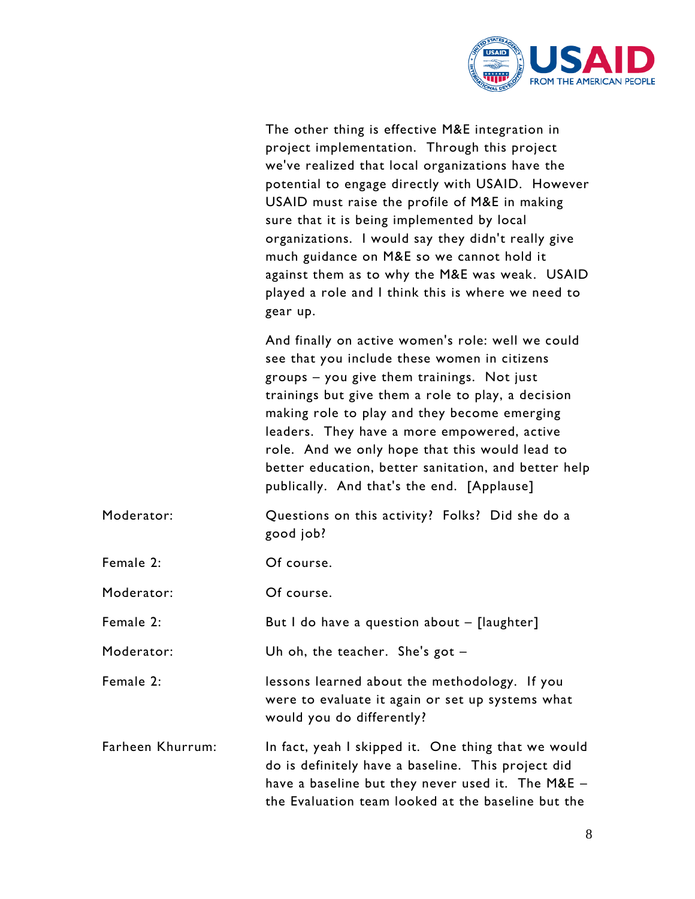The other thing is effective M&E integration in project implementation. Through this project we've realized that local organizations have the potential to engage directly with USAID. However USAID must raise the profile of M&E in making sure that it is being implemented by local organizations. I would say they didn't really give much guidance on M&E so we cannot hold it against them as to why the M&E was weak. USAID played a role and I think this is where we need to gear up.

And finally on active women's role: well we could see that you include these women in citizens groups – you give them trainings. Not just trainings but give them a role to play, a decision making role to play and they become emerging leaders. They have a more empowered, active role. And we only hope that this would lead to better education, better sanitation, and better help publically. And that's the end. [Applause]

Moderator: Questions on this activity? Folks? Did she do a good job?

Female 2: Of course.

Moderator: Of course.

Female 2: But I do have a question about – [laughter]

Moderator: Uh oh, the teacher. She's got –

Female 2: lessons learned about the methodology. If you were to evaluate it again or set up systems what would you do differently?

Farheen Khurrum: In fact, yeah I skipped it. One thing that we would do is definitely have a baseline. This project did have a baseline but they never used it. The M&E – the Evaluation team looked at the baseline but the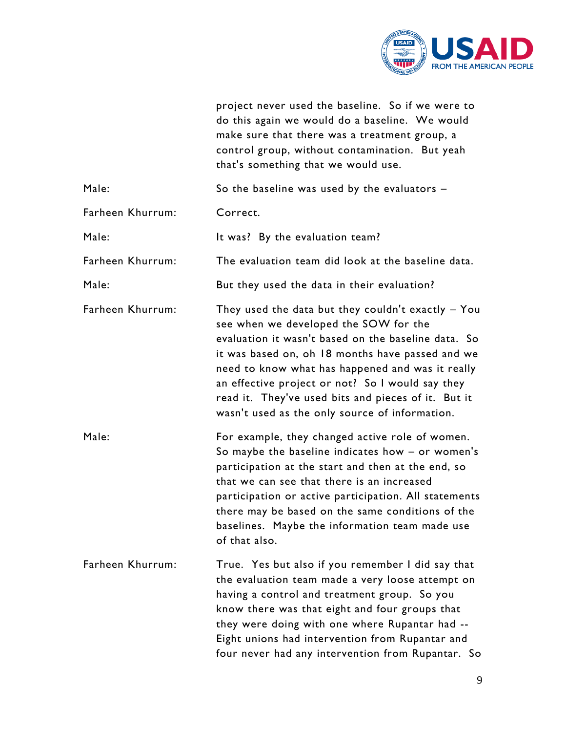project never used the baseline. So if we were to do this again we would do a baseline. We would make sure that there was a treatment group, a control group, without contamination. But yeah that's something that we would use.

Male: So the baseline was used by the evaluators –

Farheen Khurrum: Correct.

Male: It was? By the evaluation team?

Farheen Khurrum: The evaluation team did look at the baseline data.

Male: But they used the data in their evaluation?

Farheen Khurrum: They used the data but they couldn't exactly – You see when we developed the SOW for the evaluation it wasn't based on the baseline data. So it was based on, oh 18 months have passed and we need to know what has happened and was it really an effective project or not? So I would say they read it. They've used bits and pieces of it. But it wasn't used as the only source of information.

Male: For example, they changed active role of women. So maybe the baseline indicates how – or women's participation at the start and then at the end, so that we can see that there is an increased participation or active participation. All statements there may be based on the same conditions of the baselines. Maybe the information team made use of that also.

Farheen Khurrum: True. Yes but also if you remember I did say that the evaluation team made a very loose attempt on having a control and treatment group. So you know there was that eight and four groups that they were doing with one where Rupantar had -- Eight unions had intervention from Rupantar and four never had any intervention from Rupantar. So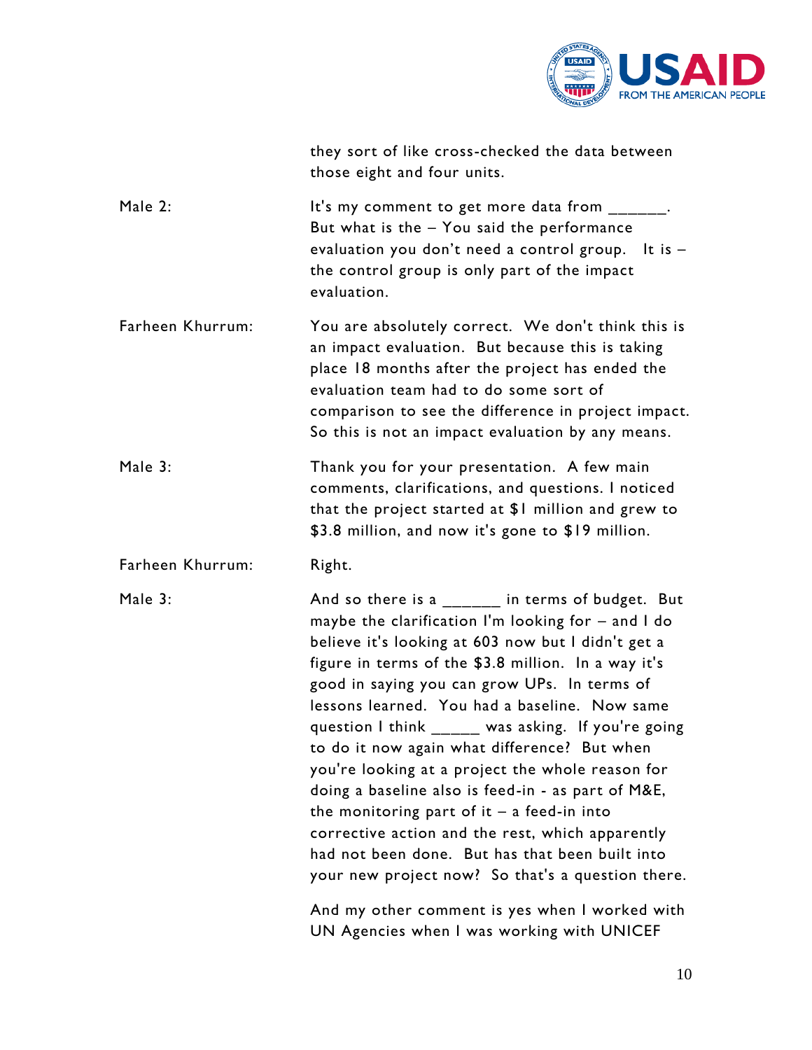they sort of like cross-checked the data between those eight and four units.

Male 2: It's my comment to get more data from ______. But what is the – You said the performance evaluation you don't need a control group. It is – the control group is only part of the impact evaluation.

Farheen Khurrum: You are absolutely correct. We don't think this is an impact evaluation. But because this is taking place 18 months after the project has ended the evaluation team had to do some sort of comparison to see the difference in project impact. So this is not an impact evaluation by any means.

Male 3: Thank you for your presentation. A few main comments, clarifications, and questions. I noticed that the project started at $1 million and grew to $3.8 million, and now it's gone to $19 million.

Farheen Khurrum: Right.

Male 3: And so there is a ______ in terms of budget. But maybe the clarification I'm looking for – and I do believe it's looking at 603 now but I didn't get a figure in terms of the $3.8 million. In a way it's good in saying you can grow UPs. In terms of lessons learned. You had a baseline. Now same question I think _____ was asking. If you're going to do it now again what difference? But when you're looking at a project the whole reason for doing a baseline also is feed-in - as part of M&E, the monitoring part of it – a feed-in into corrective action and the rest, which apparently had not been done. But has that been built into your new project now? So that's a question there.

And my other comment is yes when I worked with UN Agencies when I was working with UNICEF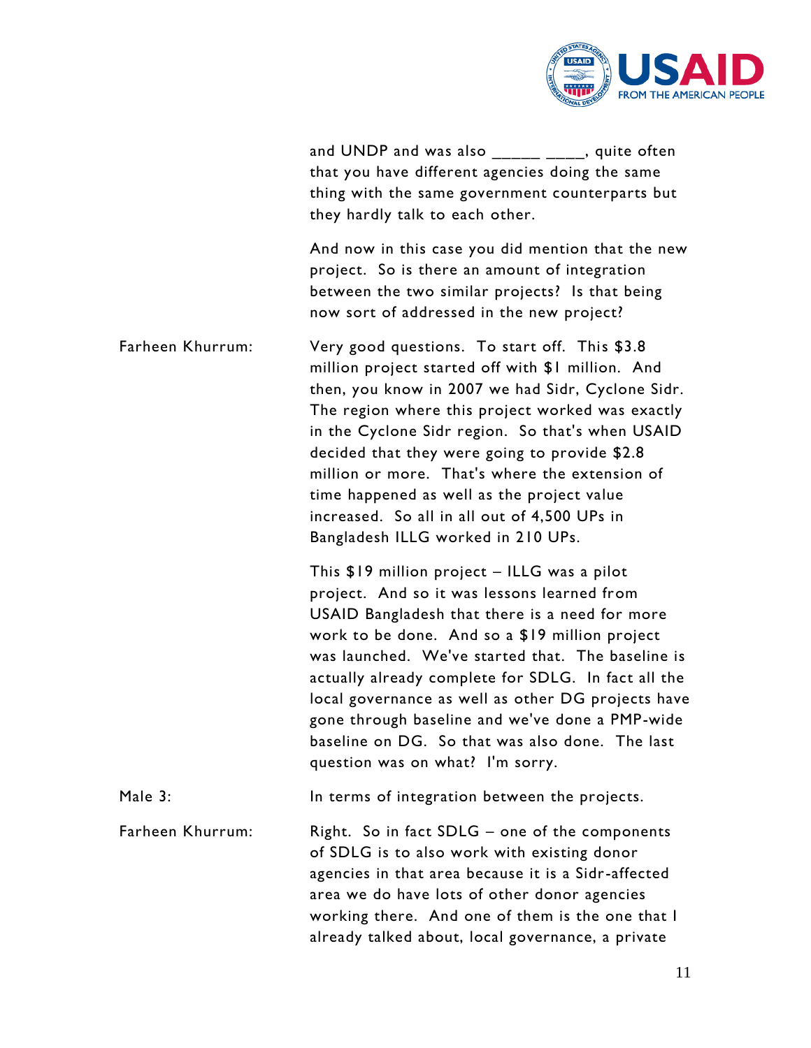and UNDP and was also _____ ____, quite often that you have different agencies doing the same thing with the same government counterparts but they hardly talk to each other.

And now in this case you did mention that the new project. So is there an amount of integration between the two similar projects? Is that being now sort of addressed in the new project?

Farheen Khurrum: Very good questions. To start off. This $3.8 million project started off with $1 million. And then, you know in 2007 we had Sidr, Cyclone Sidr. The region where this project worked was exactly in the Cyclone Sidr region. So that's when USAID decided that they were going to provide $2.8 million or more. That's where the extension of time happened as well as the project value increased. So all in all out of 4,500 UPs in Bangladesh ILLG worked in 210 UPs.

This $19 million project – ILLG was a pilot project. And so it was lessons learned from USAID Bangladesh that there is a need for more work to be done. And so a $19 million project was launched. We've started that. The baseline is actually already complete for SDLG. In fact all the local governance as well as other DG projects have gone through baseline and we've done a PMP-wide baseline on DG. So that was also done. The last question was on what? I'm sorry.

Male 3: In terms of integration between the projects.

Farheen Khurrum: Right. So in fact SDLG – one of the components of SDLG is to also work with existing donor agencies in that area because it is a Sidr-affected area we do have lots of other donor agencies working there. And one of them is the one that I already talked about, local governance, a private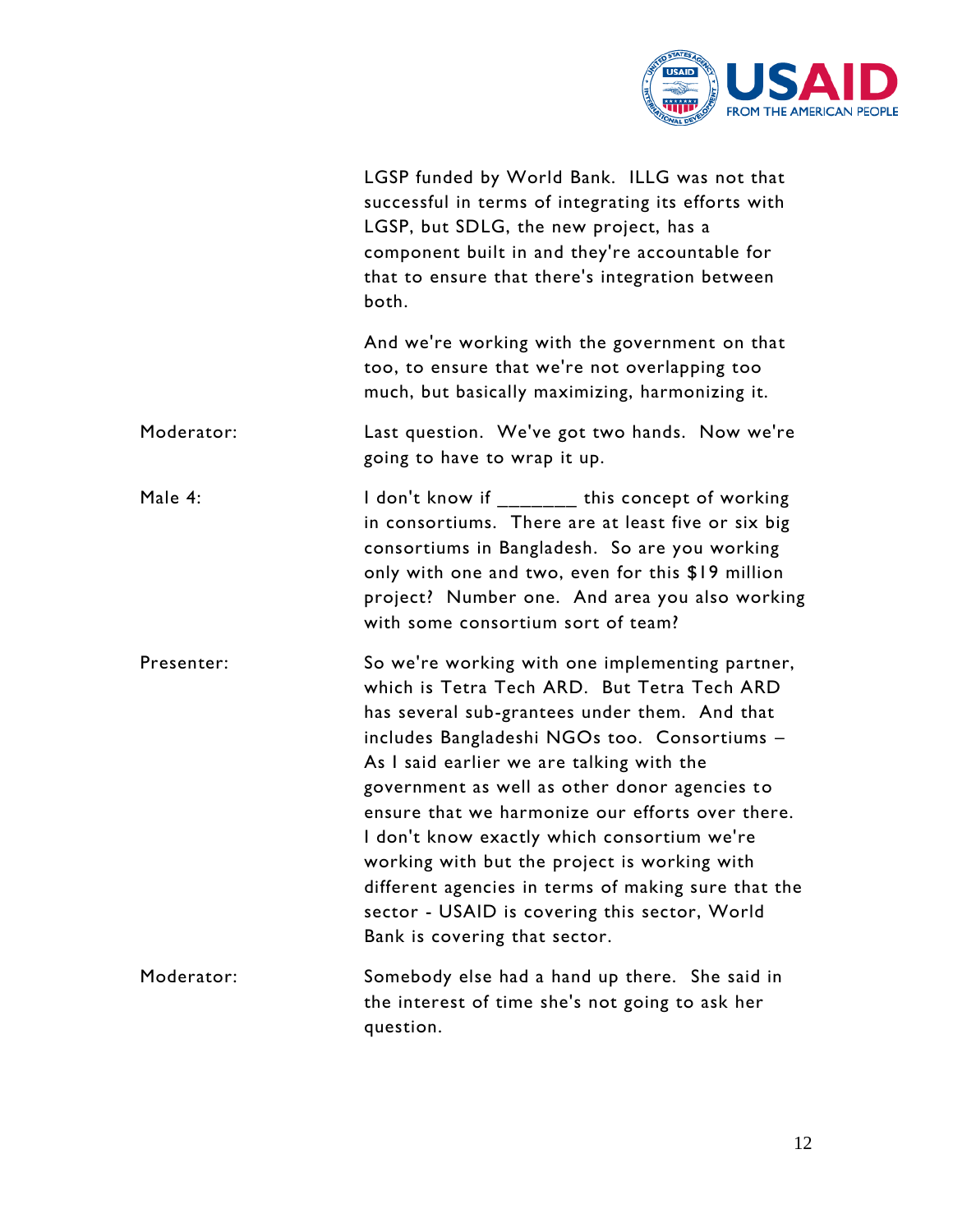LGSP funded by World Bank. ILLG was not that successful in terms of integrating its efforts with LGSP, but SDLG, the new project, has a component built in and they're accountable for that to ensure that there's integration between both.

And we're working with the government on that too, to ensure that we're not overlapping too much, but basically maximizing, harmonizing it.

Moderator: Last question. We've got two hands. Now we're going to have to wrap it up.

Male 4: I don't know if _______ this concept of working in consortiums. There are at least five or six big consortiums in Bangladesh. So are you working only with one and two, even for this $19 million project? Number one. And area you also working with some consortium sort of team?

Presenter: So we're working with one implementing partner, which is Tetra Tech ARD. But Tetra Tech ARD has several sub-grantees under them. And that includes Bangladeshi NGOs too. Consortiums – As I said earlier we are talking with the government as well as other donor agencies to ensure that we harmonize our efforts over there. I don't know exactly which consortium we're working with but the project is working with different agencies in terms of making sure that the sector - USAID is covering this sector, World Bank is covering that sector.

Moderator: Somebody else had a hand up there. She said in the interest of time she's not going to ask her question.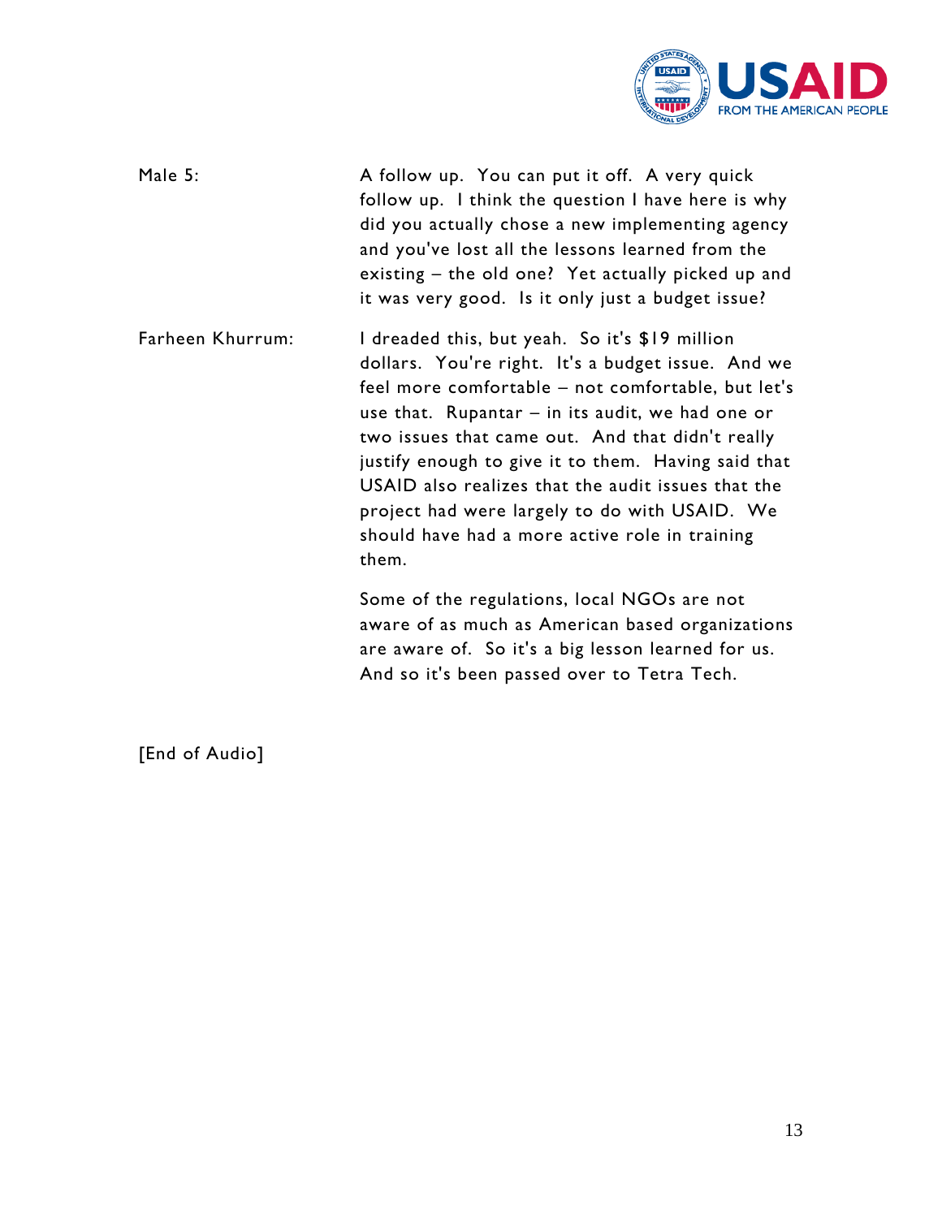Male 5: A follow up. You can put it off. A very quick follow up. I think the question I have here is why did you actually chose a new implementing agency and you've lost all the lessons learned from the existing – the old one? Yet actually picked up and it was very good. Is it only just a budget issue?

Farheen Khurrum: I dreaded this, but yeah. So it's $19 million dollars. You're right. It's a budget issue. And we feel more comfortable – not comfortable, but let's use that. Rupantar – in its audit, we had one or two issues that came out. And that didn't really justify enough to give it to them. Having said that USAID also realizes that the audit issues that the project had were largely to do with USAID. We should have had a more active role in training them.

Some of the regulations, local NGOs are not aware of as much as American based organizations are aware of. So it's a big lesson learned for us. And so it's been passed over to Tetra Tech.

[End of Audio]